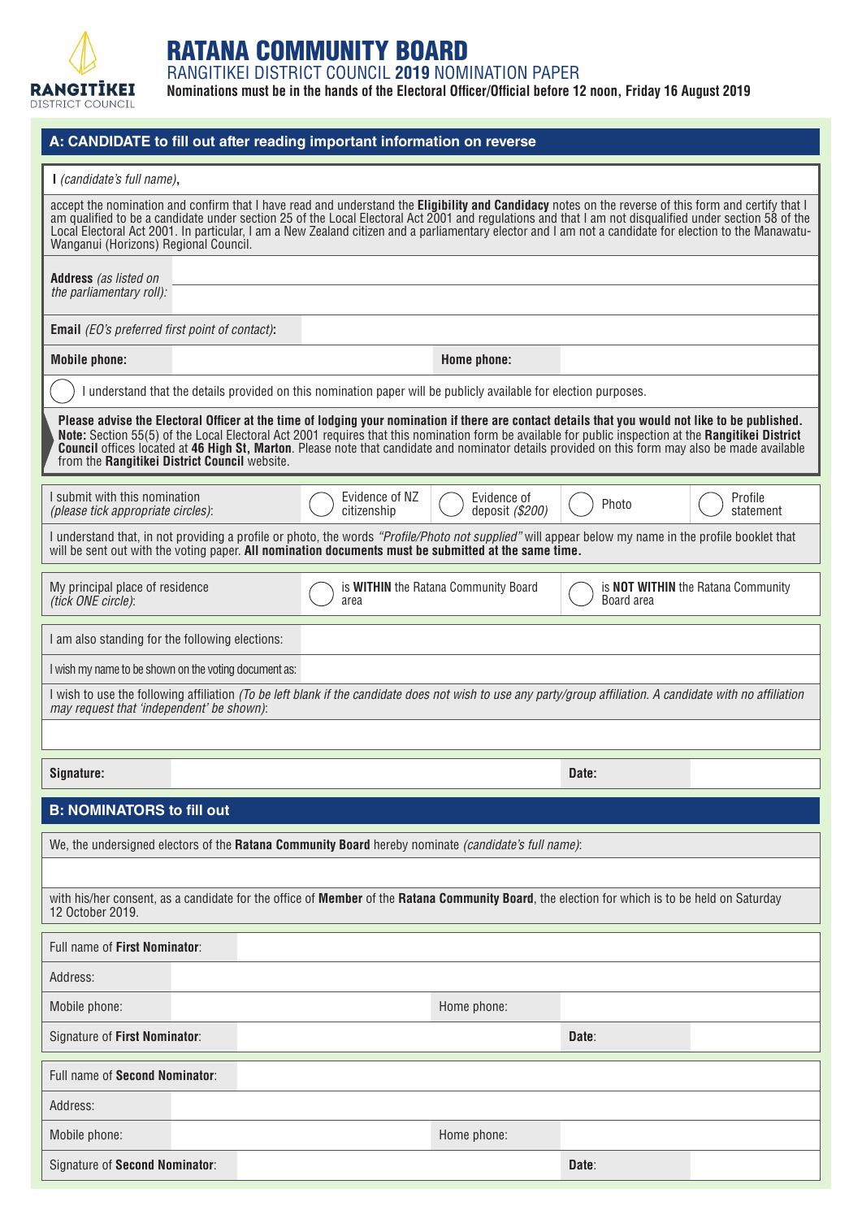RANGITĪKEI DISTRICT COUNCIL

# RATANA COMMUNITY BOARD

RANGITIKEI DISTRICT COUNCIL **2019** NOMINATION PAPER

**Nominations must be in the hands of the Electoral Officer/Official before 12 noon, Friday 16 August 2019**

## A: CANDIDATE to fill out after reading important information on reverse

I *(candidate's full name)*,

accept the nomination and confirm that I have read and understand the **Eligibility and Candidacy** notes on the reverse of this form and certify that I am qualified to be a candidate under section 25 of the Local Electoral Act 2001 and regulations and that I am not disqualified under section 58 of the Local Electoral Act 2001. In particular, I am a New Zealand citizen and a parliamentary elector and I am not a candidate for election to the Manawatu-Wanganui (Horizons) Regional Council.

| | |
|---|---|
| **Address** *(as listed on the parliamentary roll)*: | |
| **Email** *(EO's preferred first point of contact)*: | |

| | | | |
|---|---|---|---|
| **Mobile phone:** | | **Home phone:** | |

○ I understand that the details provided on this nomination paper will be publicly available for election purposes.

**Please advise the Electoral Officer at the time of lodging your nomination if there are contact details that you would not like to be published.**
**Note:** Section 55(5) of the Local Electoral Act 2001 requires that this nomination form be available for public inspection at the **Rangitikei District Council** offices located at **46 High St, Marton**. Please note that candidate and nominator details provided on this form may also be made available from the **Rangitikei District Council** website.

| I submit with this nomination *(please tick appropriate circles)*: | ○ Evidence of NZ citizenship | ○ Evidence of deposit *($200)* | ○ Photo | ○ Profile statement |
|---|---|---|---|---|

I understand that, in not providing a profile or photo, the words *"Profile/Photo not supplied"* will appear below my name in the profile booklet that will be sent out with the voting paper. **All nomination documents must be submitted at the same time.**

| My principal place of residence *(tick ONE circle)*: | ○ is **WITHIN** the Ratana Community Board area | ○ is **NOT WITHIN** the Ratana Community Board area |
|---|---|---|

| | |
|---|---|
| I am also standing for the following elections: | |
| I wish my name to be shown on the voting document as: | |

I wish to use the following affiliation *(To be left blank if the candidate does not wish to use any party/group affiliation. A candidate with no affiliation may request that 'independent' be shown)*:

| | | | |
|---|---|---|---|
| **Signature:** | | **Date:** | |

## B: NOMINATORS to fill out

We, the undersigned electors of the **Ratana Community Board** hereby nominate *(candidate's full name)*:

with his/her consent, as a candidate for the office of **Member** of the **Ratana Community Board**, the election for which is to be held on Saturday 12 October 2019.

| | | | |
|---|---|---|---|
| Full name of **First Nominator**: | | | |
| Address: | | | |
| Mobile phone: | | Home phone: | |
| Signature of **First Nominator**: | | **Date**: | |

| | | | |
|---|---|---|---|
| Full name of **Second Nominator**: | | | |
| Address: | | | |
| Mobile phone: | | Home phone: | |
| Signature of **Second Nominator**: | | **Date**: | |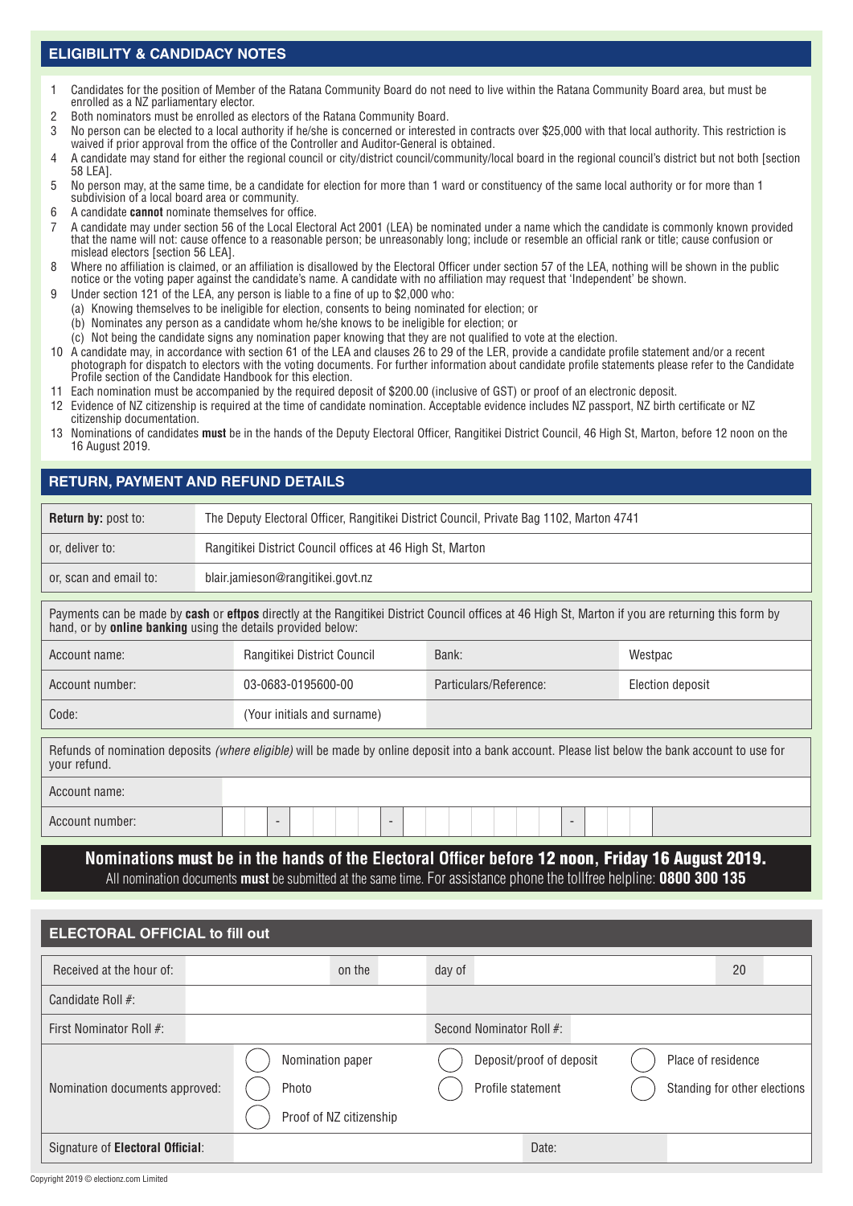## ELIGIBILITY & CANDIDACY NOTES

1. Candidates for the position of Member of the Ratana Community Board do not need to live within the Ratana Community Board area, but must be enrolled as a NZ parliamentary elector.
2. Both nominators must be enrolled as electors of the Ratana Community Board.
3. No person can be elected to a local authority if he/she is concerned or interested in contracts over $25,000 with that local authority. This restriction is waived if prior approval from the office of the Controller and Auditor-General is obtained.
4. A candidate may stand for either the regional council or city/district council/community/local board in the regional council's district but not both [section 58 LEA].
5. No person may, at the same time, be a candidate for election for more than 1 ward or constituency of the same local authority or for more than 1 subdivision of a local board area or community.
6. A candidate **cannot** nominate themselves for office.
7. A candidate may under section 56 of the Local Electoral Act 2001 (LEA) be nominated under a name which the candidate is commonly known provided that the name will not: cause offence to a reasonable person; be unreasonably long; include or resemble an official rank or title; cause confusion or mislead electors [section 56 LEA].
8. Where no affiliation is claimed, or an affiliation is disallowed by the Electoral Officer under section 57 of the LEA, nothing will be shown in the public notice or the voting paper against the candidate's name. A candidate with no affiliation may request that 'Independent' be shown.
9. Under section 121 of the LEA, any person is liable to a fine of up to $2,000 who:
   (a) Knowing themselves to be ineligible for election, consents to being nominated for election; or
   (b) Nominates any person as a candidate whom he/she knows to be ineligible for election; or
   (c) Not being the candidate signs any nomination paper knowing that they are not qualified to vote at the election.
10. A candidate may, in accordance with section 61 of the LEA and clauses 26 to 29 of the LER, provide a candidate profile statement and/or a recent photograph for dispatch to electors with the voting documents. For further information about candidate profile statements please refer to the Candidate Profile section of the Candidate Handbook for this election.
11. Each nomination must be accompanied by the required deposit of $200.00 (inclusive of GST) or proof of an electronic deposit.
12. Evidence of NZ citizenship is required at the time of candidate nomination. Acceptable evidence includes NZ passport, NZ birth certificate or NZ citizenship documentation.
13. Nominations of candidates **must** be in the hands of the Deputy Electoral Officer, Rangitikei District Council, 46 High St, Marton, before 12 noon on the 16 August 2019.

## RETURN, PAYMENT AND REFUND DETAILS

| | |
|---|---|
| **Return by:** post to: | The Deputy Electoral Officer, Rangitikei District Council, Private Bag 1102, Marton 4741 |
| or, deliver to: | Rangitikei District Council offices at 46 High St, Marton |
| or, scan and email to: | blair.jamieson@rangitikei.govt.nz |

Payments can be made by **cash** or **eftpos** directly at the Rangitikei District Council offices at 46 High St, Marton if you are returning this form by hand, or by **online banking** using the details provided below:

| | | | |
|---|---|---|---|
| Account name: | Rangitikei District Council | Bank: | Westpac |
| Account number: | 03-0683-0195600-00 | Particulars/Reference: | Election deposit |
| Code: | (Your initials and surname) | | |

Refunds of nomination deposits *(where eligible)* will be made by online deposit into a bank account. Please list below the bank account to use for your refund.

| | |
|---|---|
| Account name: | |
| Account number: | - - - |

**Nominations must be in the hands of the Electoral Officer before 12 noon, Friday 16 August 2019.**
All nomination documents **must** be submitted at the same time. For assistance phone the tollfree helpline: **0800 300 135**

## ELECTORAL OFFICIAL to fill out

| | | | | | |
|---|---|---|---|---|---|
| Received at the hour of: | | on the | | day of | 20 |
| Candidate Roll #: | | | | | |
| First Nominator Roll #: | | | Second Nominator Roll #: | | |

Nomination documents approved:
- ○ Nomination paper
- ○ Photo
- ○ Proof of NZ citizenship
- ○ Deposit/proof of deposit
- ○ Profile statement
- ○ Place of residence
- ○ Standing for other elections

| | | | |
|---|---|---|---|
| Signature of **Electoral Official**: | | Date: | |

Copyright 2019 © electionz.com Limited